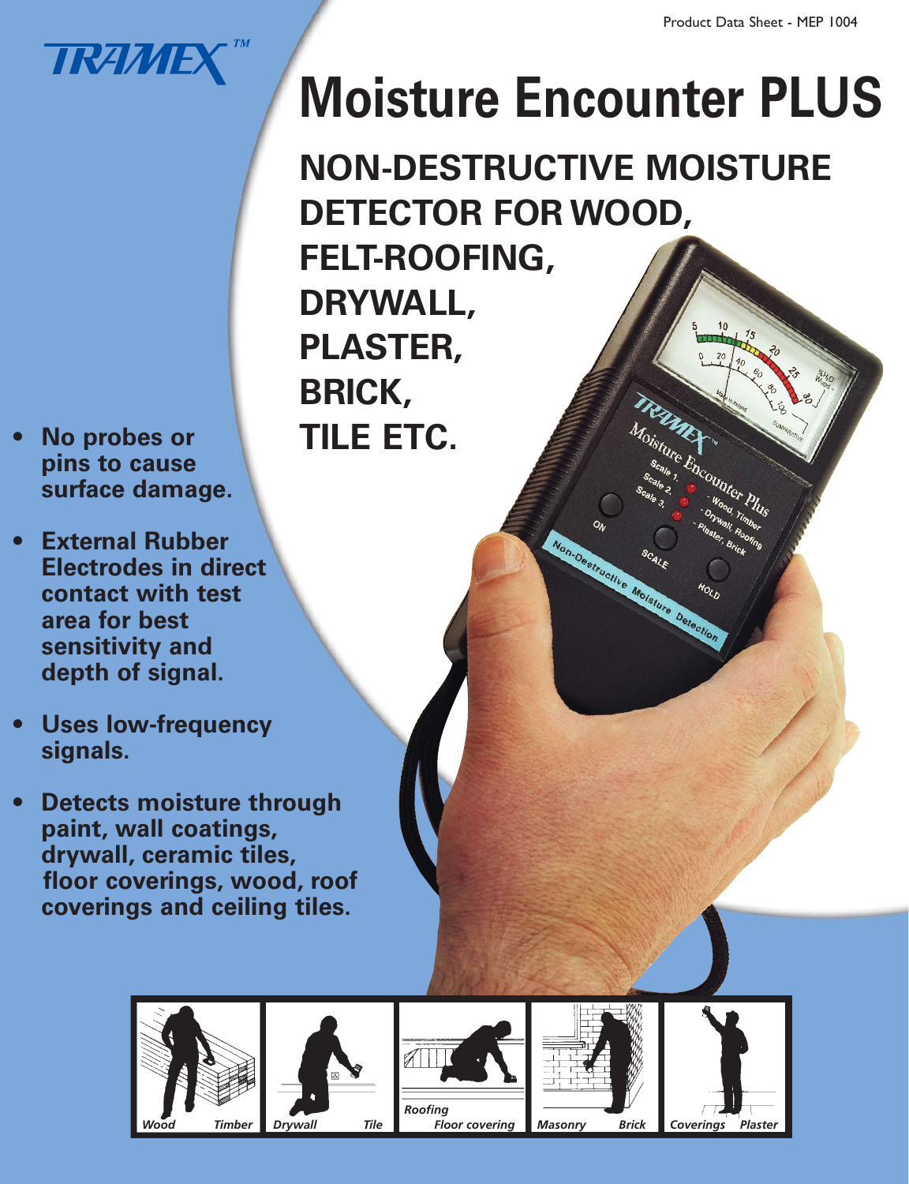Product Data Sheet - MEP 1004

TRAMEX™

# Moisture Encounter PLUS

## NON-DESTRUCTIVE MOISTURE DETECTOR FOR WOOD, FELT-ROOFING, DRYWALL, PLASTER, BRICK, TILE ETC.

- **No probes or pins to cause surface damage.**
- **External Rubber Electrodes in direct contact with test area for best sensitivity and depth of signal.**
- **Uses low-frequency signals.**
- **Detects moisture through paint, wall coatings, drywall, ceramic tiles, floor coverings, wood, roof coverings and ceiling tiles.**

*Wood* *Timber* *Drywall* *Tile* *Roofing* *Floor covering* *Masonry* *Brick* *Coverings* *Plaster*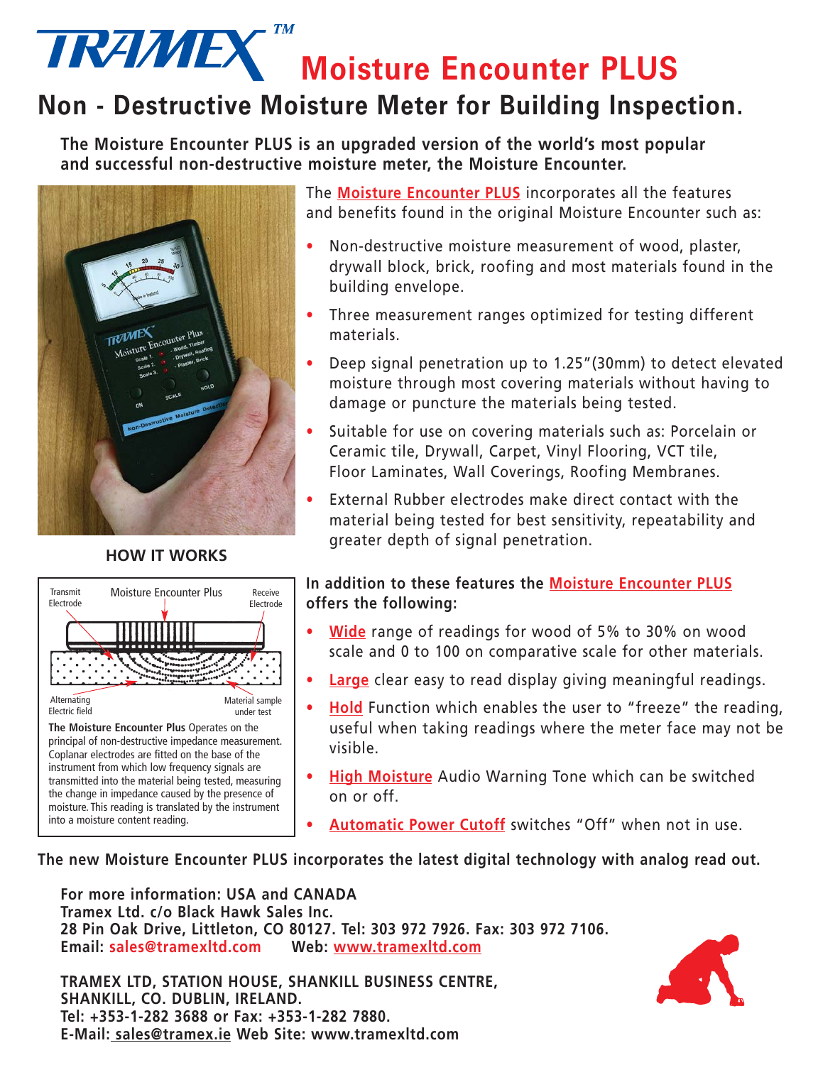# TRAMEX™ Moisture Encounter PLUS

## Non - Destructive Moisture Meter for Building Inspection.

**The Moisture Encounter PLUS is an upgraded version of the world's most popular and successful non-destructive moisture meter, the Moisture Encounter.**

The Moisture Encounter PLUS incorporates all the features and benefits found in the original Moisture Encounter such as:

- Non-destructive moisture measurement of wood, plaster, drywall block, brick, roofing and most materials found in the building envelope.
- Three measurement ranges optimized for testing different materials.
- Deep signal penetration up to 1.25"(30mm) to detect elevated moisture through most covering materials without having to damage or puncture the materials being tested.
- Suitable for use on covering materials such as: Porcelain or Ceramic tile, Drywall, Carpet, Vinyl Flooring, VCT tile, Floor Laminates, Wall Coverings, Roofing Membranes.
- External Rubber electrodes make direct contact with the material being tested for best sensitivity, repeatability and greater depth of signal penetration.

### HOW IT WORKS

Transmit Electrode

Moisture Encounter Plus

Receive Electrode

Alternating Electric field

Material sample under test

**The Moisture Encounter Plus** Operates on the principal of non-destructive impedance measurement. Coplanar electrodes are fitted on the base of the instrument from which low frequency signals are transmitted into the material being tested, measuring the change in impedance caused by the presence of moisture. This reading is translated by the instrument into a moisture content reading.

**In addition to these features the Moisture Encounter PLUS offers the following:**

- **Wide** range of readings for wood of 5% to 30% on wood scale and 0 to 100 on comparative scale for other materials.
- **Large** clear easy to read display giving meaningful readings.
- **Hold** Function which enables the user to "freeze" the reading, useful when taking readings where the meter face may not be visible.
- **High Moisture** Audio Warning Tone which can be switched on or off.
- **Automatic Power Cutoff** switches "Off" when not in use.

**The new Moisture Encounter PLUS incorporates the latest digital technology with analog read out.**

**For more information: USA and CANADA**
**Tramex Ltd. c/o Black Hawk Sales Inc.**
**28 Pin Oak Drive, Littleton, CO 80127. Tel: 303 972 7926. Fax: 303 972 7106.**
**Email: sales@tramexltd.com Web: www.tramexltd.com**

**TRAMEX LTD, STATION HOUSE, SHANKILL BUSINESS CENTRE,**
**SHANKILL, CO. DUBLIN, IRELAND.**
**Tel: +353-1-282 3688 or Fax: +353-1-282 7880.**
**E-Mail: sales@tramex.ie Web Site: www.tramexltd.com**